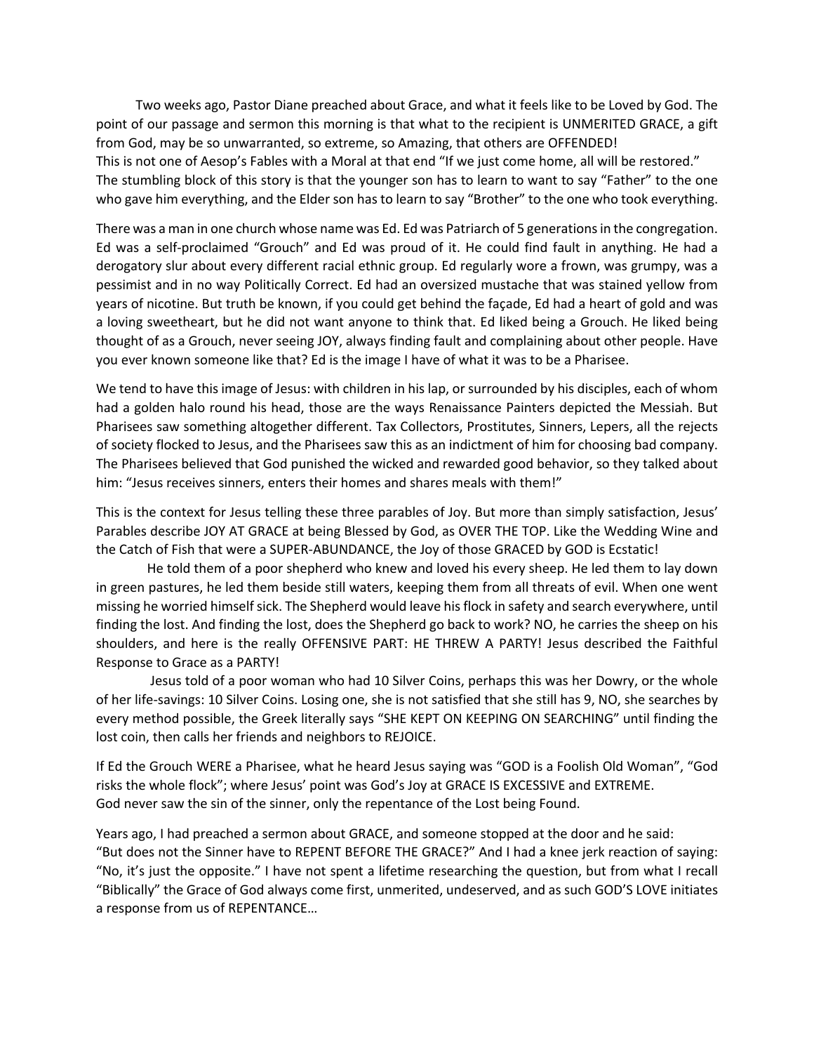Two weeks ago, Pastor Diane preached about Grace, and what it feels like to be Loved by God. The point of our passage and sermon this morning is that what to the recipient is UNMERITED GRACE, a gift from God, may be so unwarranted, so extreme, so Amazing, that others are OFFENDED!
This is not one of Aesop's Fables with a Moral at that end "If we just come home, all will be restored." The stumbling block of this story is that the younger son has to learn to want to say "Father" to the one who gave him everything, and the Elder son has to learn to say "Brother" to the one who took everything.

There was a man in one church whose name was Ed. Ed was Patriarch of 5 generations in the congregation. Ed was a self-proclaimed "Grouch" and Ed was proud of it. He could find fault in anything. He had a derogatory slur about every different racial ethnic group. Ed regularly wore a frown, was grumpy, was a pessimist and in no way Politically Correct. Ed had an oversized mustache that was stained yellow from years of nicotine. But truth be known, if you could get behind the façade, Ed had a heart of gold and was a loving sweetheart, but he did not want anyone to think that. Ed liked being a Grouch. He liked being thought of as a Grouch, never seeing JOY, always finding fault and complaining about other people. Have you ever known someone like that? Ed is the image I have of what it was to be a Pharisee.

We tend to have this image of Jesus: with children in his lap, or surrounded by his disciples, each of whom had a golden halo round his head, those are the ways Renaissance Painters depicted the Messiah. But Pharisees saw something altogether different. Tax Collectors, Prostitutes, Sinners, Lepers, all the rejects of society flocked to Jesus, and the Pharisees saw this as an indictment of him for choosing bad company. The Pharisees believed that God punished the wicked and rewarded good behavior, so they talked about him: "Jesus receives sinners, enters their homes and shares meals with them!"

This is the context for Jesus telling these three parables of Joy. But more than simply satisfaction, Jesus' Parables describe JOY AT GRACE at being Blessed by God, as OVER THE TOP. Like the Wedding Wine and the Catch of Fish that were a SUPER-ABUNDANCE, the Joy of those GRACED by GOD is Ecstatic!

He told them of a poor shepherd who knew and loved his every sheep. He led them to lay down in green pastures, he led them beside still waters, keeping them from all threats of evil. When one went missing he worried himself sick. The Shepherd would leave his flock in safety and search everywhere, until finding the lost. And finding the lost, does the Shepherd go back to work? NO, he carries the sheep on his shoulders, and here is the really OFFENSIVE PART: HE THREW A PARTY! Jesus described the Faithful Response to Grace as a PARTY!

Jesus told of a poor woman who had 10 Silver Coins, perhaps this was her Dowry, or the whole of her life-savings: 10 Silver Coins. Losing one, she is not satisfied that she still has 9, NO, she searches by every method possible, the Greek literally says "SHE KEPT ON KEEPING ON SEARCHING" until finding the lost coin, then calls her friends and neighbors to REJOICE.

If Ed the Grouch WERE a Pharisee, what he heard Jesus saying was "GOD is a Foolish Old Woman", "God risks the whole flock"; where Jesus' point was God's Joy at GRACE IS EXCESSIVE and EXTREME.
God never saw the sin of the sinner, only the repentance of the Lost being Found.

Years ago, I had preached a sermon about GRACE, and someone stopped at the door and he said: "But does not the Sinner have to REPENT BEFORE THE GRACE?" And I had a knee jerk reaction of saying: "No, it's just the opposite." I have not spent a lifetime researching the question, but from what I recall "Biblically" the Grace of God always come first, unmerited, undeserved, and as such GOD'S LOVE initiates a response from us of REPENTANCE…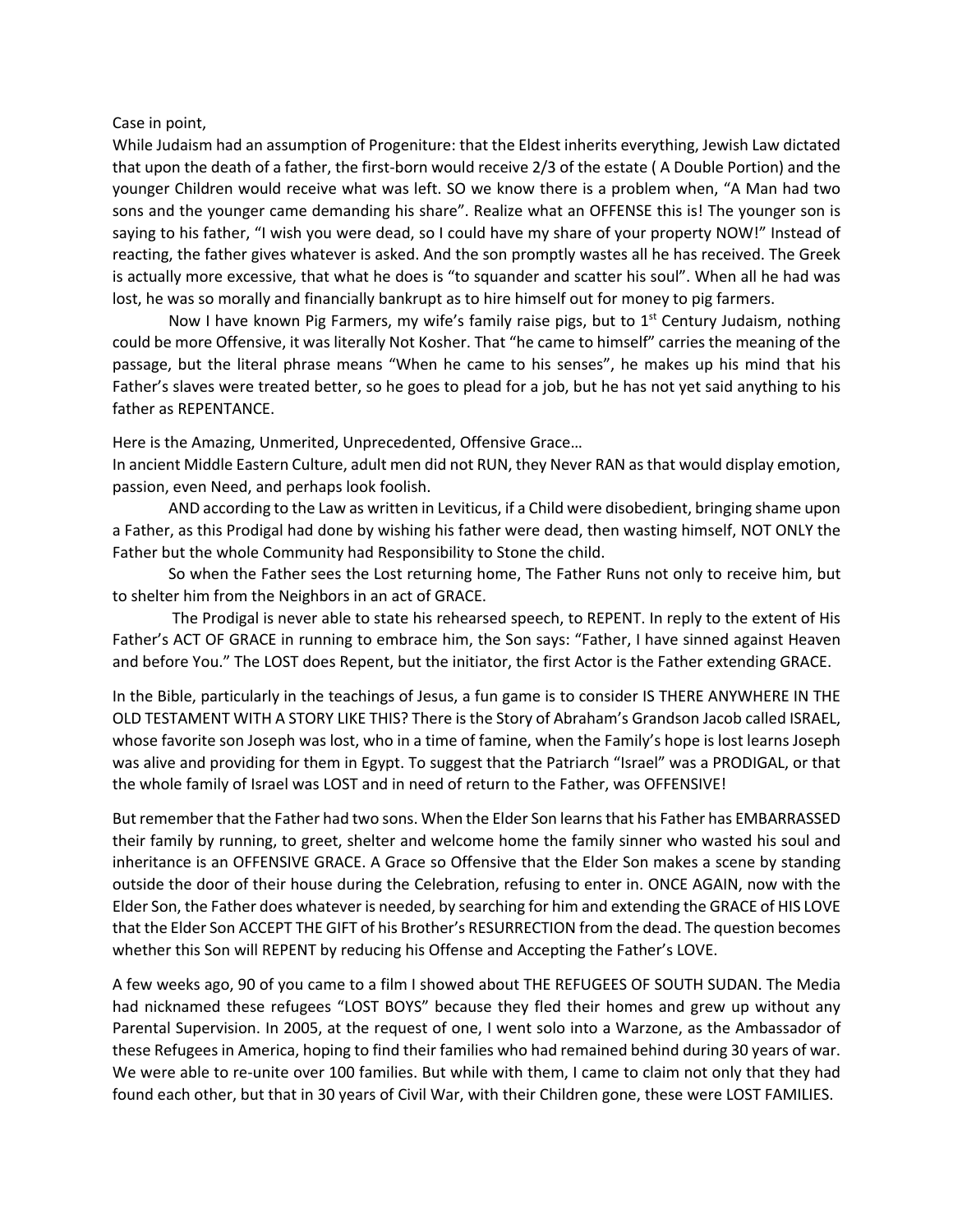Case in point,

While Judaism had an assumption of Progeniture: that the Eldest inherits everything, Jewish Law dictated that upon the death of a father, the first-born would receive 2/3 of the estate ( A Double Portion) and the younger Children would receive what was left. SO we know there is a problem when, "A Man had two sons and the younger came demanding his share". Realize what an OFFENSE this is! The younger son is saying to his father, "I wish you were dead, so I could have my share of your property NOW!" Instead of reacting, the father gives whatever is asked. And the son promptly wastes all he has received. The Greek is actually more excessive, that what he does is "to squander and scatter his soul". When all he had was lost, he was so morally and financially bankrupt as to hire himself out for money to pig farmers.

Now I have known Pig Farmers, my wife's family raise pigs, but to 1st Century Judaism, nothing could be more Offensive, it was literally Not Kosher. That "he came to himself" carries the meaning of the passage, but the literal phrase means "When he came to his senses", he makes up his mind that his Father's slaves were treated better, so he goes to plead for a job, but he has not yet said anything to his father as REPENTANCE.

Here is the Amazing, Unmerited, Unprecedented, Offensive Grace…

In ancient Middle Eastern Culture, adult men did not RUN, they Never RAN as that would display emotion, passion, even Need, and perhaps look foolish.

AND according to the Law as written in Leviticus, if a Child were disobedient, bringing shame upon a Father, as this Prodigal had done by wishing his father were dead, then wasting himself, NOT ONLY the Father but the whole Community had Responsibility to Stone the child.

So when the Father sees the Lost returning home, The Father Runs not only to receive him, but to shelter him from the Neighbors in an act of GRACE.

The Prodigal is never able to state his rehearsed speech, to REPENT. In reply to the extent of His Father's ACT OF GRACE in running to embrace him, the Son says: "Father, I have sinned against Heaven and before You." The LOST does Repent, but the initiator, the first Actor is the Father extending GRACE.

In the Bible, particularly in the teachings of Jesus, a fun game is to consider IS THERE ANYWHERE IN THE OLD TESTAMENT WITH A STORY LIKE THIS? There is the Story of Abraham's Grandson Jacob called ISRAEL, whose favorite son Joseph was lost, who in a time of famine, when the Family's hope is lost learns Joseph was alive and providing for them in Egypt. To suggest that the Patriarch "Israel" was a PRODIGAL, or that the whole family of Israel was LOST and in need of return to the Father, was OFFENSIVE!

But remember that the Father had two sons. When the Elder Son learns that his Father has EMBARRASSED their family by running, to greet, shelter and welcome home the family sinner who wasted his soul and inheritance is an OFFENSIVE GRACE. A Grace so Offensive that the Elder Son makes a scene by standing outside the door of their house during the Celebration, refusing to enter in. ONCE AGAIN, now with the Elder Son, the Father does whatever is needed, by searching for him and extending the GRACE of HIS LOVE that the Elder Son ACCEPT THE GIFT of his Brother's RESURRECTION from the dead. The question becomes whether this Son will REPENT by reducing his Offense and Accepting the Father's LOVE.

A few weeks ago, 90 of you came to a film I showed about THE REFUGEES OF SOUTH SUDAN. The Media had nicknamed these refugees "LOST BOYS" because they fled their homes and grew up without any Parental Supervision. In 2005, at the request of one, I went solo into a Warzone, as the Ambassador of these Refugees in America, hoping to find their families who had remained behind during 30 years of war. We were able to re-unite over 100 families. But while with them, I came to claim not only that they had found each other, but that in 30 years of Civil War, with their Children gone, these were LOST FAMILIES.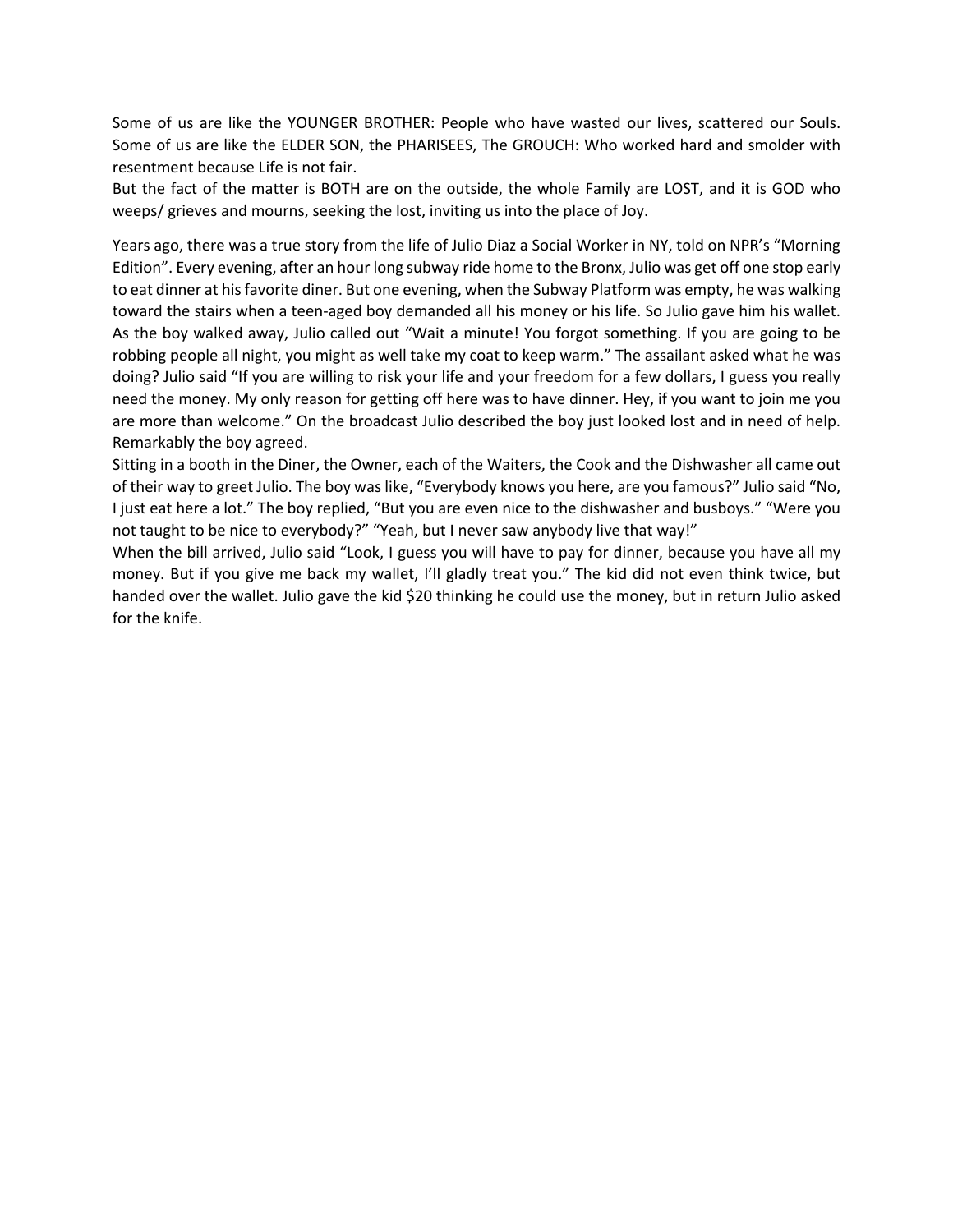Some of us are like the YOUNGER BROTHER: People who have wasted our lives, scattered our Souls. Some of us are like the ELDER SON, the PHARISEES, The GROUCH: Who worked hard and smolder with resentment because Life is not fair.

But the fact of the matter is BOTH are on the outside, the whole Family are LOST, and it is GOD who weeps/ grieves and mourns, seeking the lost, inviting us into the place of Joy.

Years ago, there was a true story from the life of Julio Diaz a Social Worker in NY, told on NPR's "Morning Edition". Every evening, after an hour long subway ride home to the Bronx, Julio was get off one stop early to eat dinner at his favorite diner. But one evening, when the Subway Platform was empty, he was walking toward the stairs when a teen-aged boy demanded all his money or his life. So Julio gave him his wallet. As the boy walked away, Julio called out "Wait a minute! You forgot something. If you are going to be robbing people all night, you might as well take my coat to keep warm." The assailant asked what he was doing? Julio said "If you are willing to risk your life and your freedom for a few dollars, I guess you really need the money. My only reason for getting off here was to have dinner. Hey, if you want to join me you are more than welcome." On the broadcast Julio described the boy just looked lost and in need of help. Remarkably the boy agreed.

Sitting in a booth in the Diner, the Owner, each of the Waiters, the Cook and the Dishwasher all came out of their way to greet Julio. The boy was like, "Everybody knows you here, are you famous?" Julio said "No, I just eat here a lot." The boy replied, "But you are even nice to the dishwasher and busboys." "Were you not taught to be nice to everybody?" "Yeah, but I never saw anybody live that way!"

When the bill arrived, Julio said "Look, I guess you will have to pay for dinner, because you have all my money. But if you give me back my wallet, I'll gladly treat you." The kid did not even think twice, but handed over the wallet. Julio gave the kid $20 thinking he could use the money, but in return Julio asked for the knife.